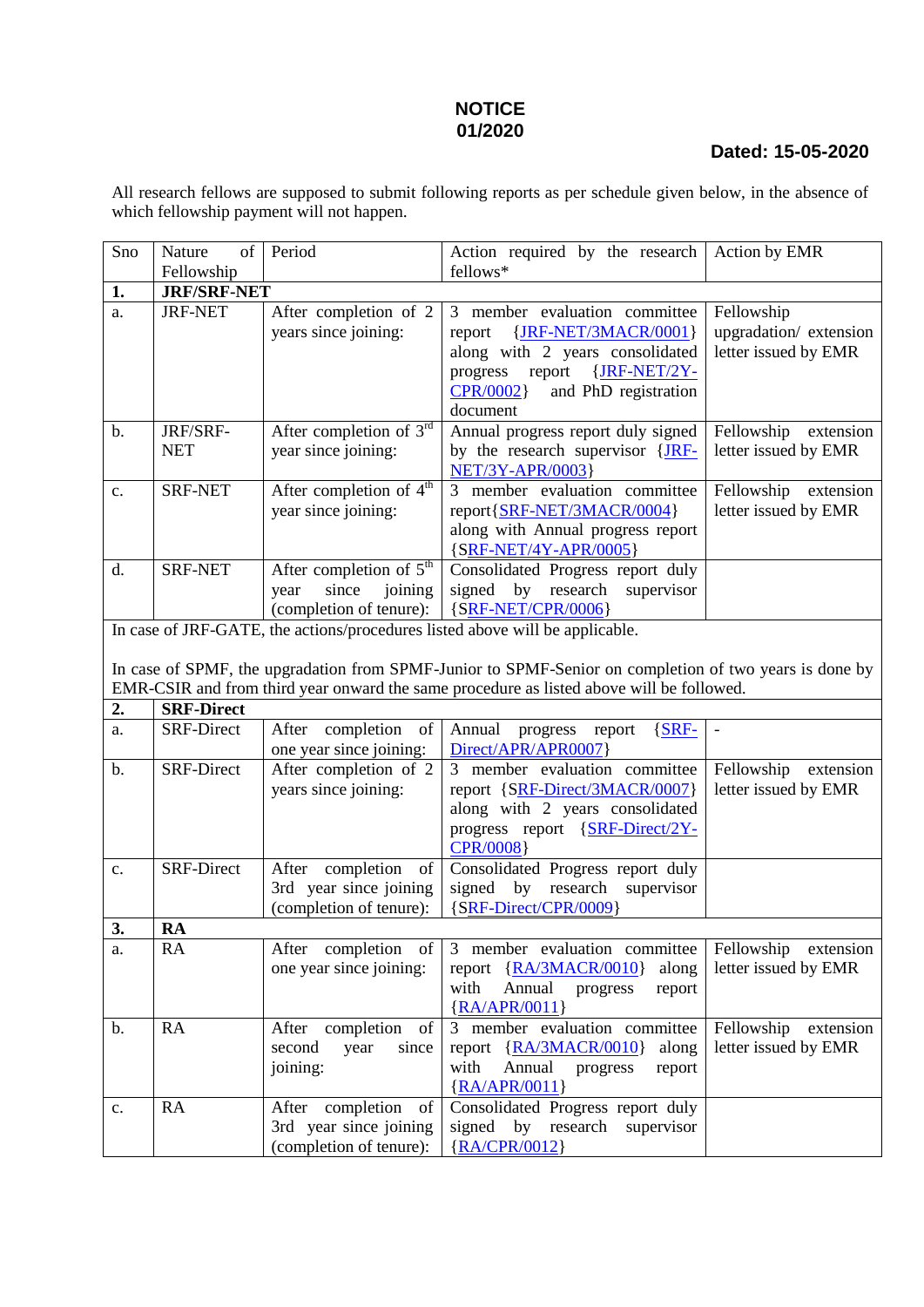# NOTICE
# 01/2020

**Dated: 15-05-2020**

All research fellows are supposed to submit following reports as per schedule given below, in the absence of which fellowship payment will not happen.

| Sno | Nature of Fellowship | Period | Action required by the research fellows* | Action by EMR |
|---|---|---|---|---|
| **1.** | **JRF/SRF-NET** | | | |
| a. | JRF-NET | After completion of 2 years since joining: | 3 member evaluation committee report {JRF-NET/3MACR/0001} along with 2 years consolidated progress report {JRF-NET/2Y-CPR/0002} and PhD registration document | Fellowship upgradation/ extension letter issued by EMR |
| b. | JRF/SRF-NET | After completion of 3rd year since joining: | Annual progress report duly signed by the research supervisor {JRF-NET/3Y-APR/0003} | Fellowship extension letter issued by EMR |
| c. | SRF-NET | After completion of 4th year since joining: | 3 member evaluation committee report{SRF-NET/3MACR/0004} along with Annual progress report {SRF-NET/4Y-APR/0005} | Fellowship extension letter issued by EMR |
| d. | SRF-NET | After completion of 5th year since joining (completion of tenure): | Consolidated Progress report duly signed by research supervisor {SRF-NET/CPR/0006} | |
| In case of JRF-GATE, the actions/procedures listed above will be applicable. In case of SPMF, the upgradation from SPMF-Junior to SPMF-Senior on completion of two years is done by EMR-CSIR and from third year onward the same procedure as listed above will be followed. | | | | |
| **2.** | **SRF-Direct** | | | |
| a. | SRF-Direct | After completion of one year since joining: | Annual progress report {SRF-Direct/APR/APR0007} | - |
| b. | SRF-Direct | After completion of 2 years since joining: | 3 member evaluation committee report {SRF-Direct/3MACR/0007} along with 2 years consolidated progress report {SRF-Direct/2Y-CPR/0008} | Fellowship extension letter issued by EMR |
| c. | SRF-Direct | After completion of 3rd year since joining (completion of tenure): | Consolidated Progress report duly signed by research supervisor {SRF-Direct/CPR/0009} | |
| **3.** | **RA** | | | |
| a. | RA | After completion of one year since joining: | 3 member evaluation committee report {RA/3MACR/0010} along with Annual progress report {RA/APR/0011} | Fellowship extension letter issued by EMR |
| b. | RA | After completion of second year since joining: | 3 member evaluation committee report {RA/3MACR/0010} along with Annual progress report {RA/APR/0011} | Fellowship extension letter issued by EMR |
| c. | RA | After completion of 3rd year since joining (completion of tenure): | Consolidated Progress report duly signed by research supervisor {RA/CPR/0012} | |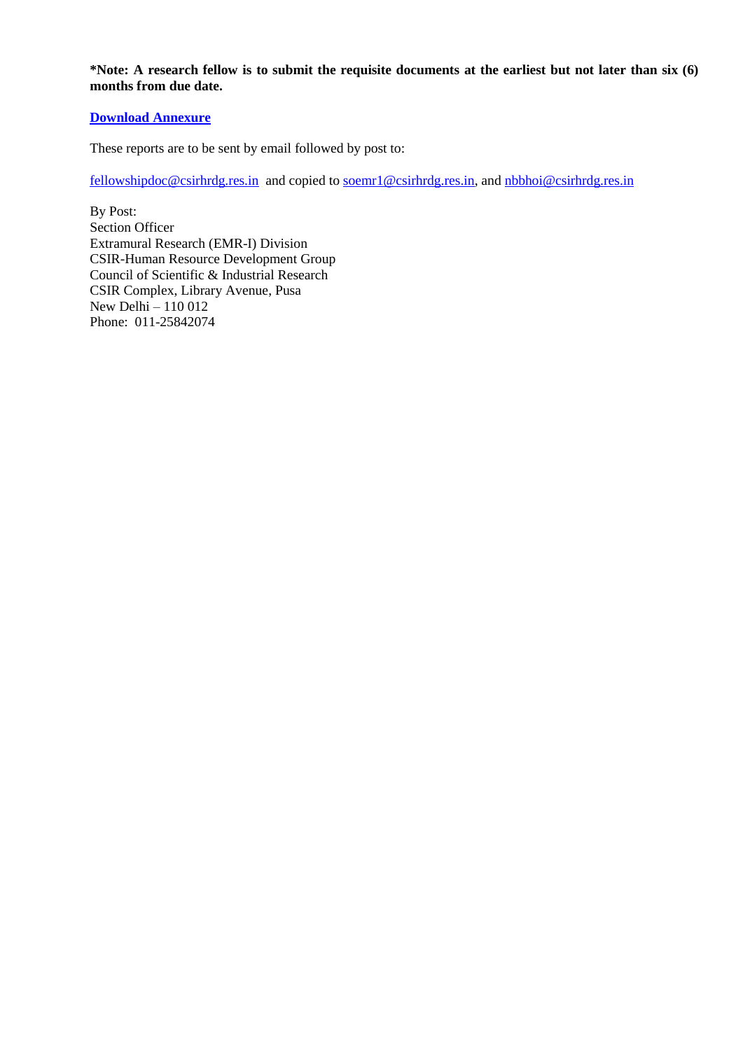**\*Note: A research fellow is to submit the requisite documents at the earliest but not later than six (6) months from due date.**

**[Download Annexure]**

These reports are to be sent by email followed by post to:

fellowshipdoc@csirhrdg.res.in and copied to soemr1@csirhrdg.res.in, and nbbhoi@csirhrdg.res.in

By Post:
Section Officer
Extramural Research (EMR-I) Division
CSIR-Human Resource Development Group
Council of Scientific & Industrial Research
CSIR Complex, Library Avenue, Pusa
New Delhi – 110 012
Phone: 011-25842074